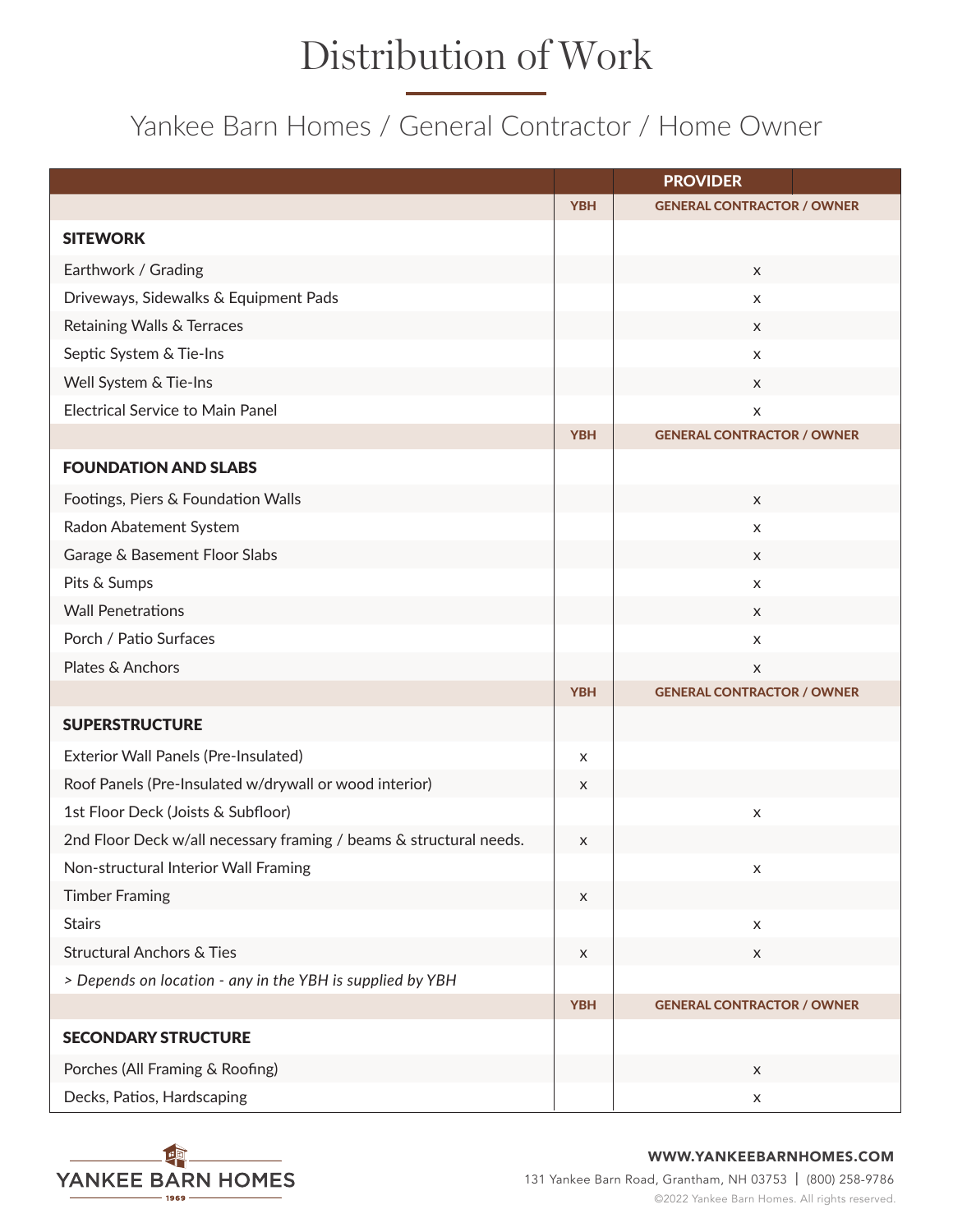# Distribution of Work

## Yankee Barn Homes / General Contractor / Home Owner

| | PROVIDER | |
|---|---|---|
| | YBH | GENERAL CONTRACTOR / OWNER |
| **SITEWORK** | | |
| Earthwork / Grading | | x |
| Driveways, Sidewalks & Equipment Pads | | x |
| Retaining Walls & Terraces | | x |
| Septic System & Tie-Ins | | x |
| Well System & Tie-Ins | | x |
| Electrical Service to Main Panel | | x |
| | YBH | GENERAL CONTRACTOR / OWNER |
| **FOUNDATION AND SLABS** | | |
| Footings, Piers & Foundation Walls | | x |
| Radon Abatement System | | x |
| Garage & Basement Floor Slabs | | x |
| Pits & Sumps | | x |
| Wall Penetrations | | x |
| Porch / Patio Surfaces | | x |
| Plates & Anchors | | x |
| | YBH | GENERAL CONTRACTOR / OWNER |
| **SUPERSTRUCTURE** | | |
| Exterior Wall Panels (Pre-Insulated) | x | |
| Roof Panels (Pre-Insulated w/drywall or wood interior) | x | |
| 1st Floor Deck (Joists & Subfloor) | | x |
| 2nd Floor Deck w/all necessary framing / beams & structural needs. | x | |
| Non-structural Interior Wall Framing | | x |
| Timber Framing | x | |
| Stairs | | x |
| Structural Anchors & Ties | x | x |
| *> Depends on location - any in the YBH is supplied by YBH* | | |
| | YBH | GENERAL CONTRACTOR / OWNER |
| **SECONDARY STRUCTURE** | | |
| Porches (All Framing & Roofing) | | x |
| Decks, Patios, Hardscaping | | x |

YANKEE BARN HOMES 1969

**WWW.YANKEEBARNHOMES.COM**

131 Yankee Barn Road, Grantham, NH 03753 | (800) 258-9786

©2022 Yankee Barn Homes. All rights reserved.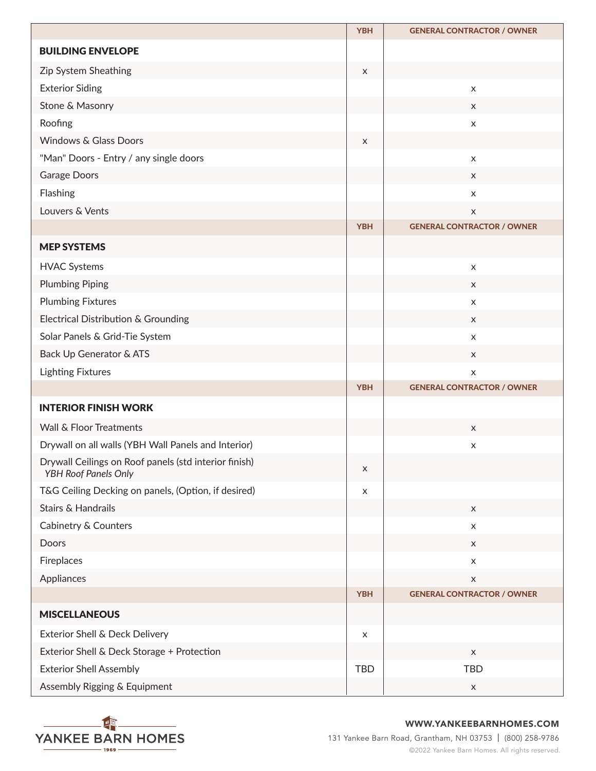| | YBH | GENERAL CONTRACTOR / OWNER |
|---|---|---|
| **BUILDING ENVELOPE** | | |
| Zip System Sheathing | x | |
| Exterior Siding | | x |
| Stone & Masonry | | x |
| Roofing | | x |
| Windows & Glass Doors | x | |
| "Man" Doors - Entry / any single doors | | x |
| Garage Doors | | x |
| Flashing | | x |
| Louvers & Vents | | x |
| | **YBH** | **GENERAL CONTRACTOR / OWNER** |
| **MEP SYSTEMS** | | |
| HVAC Systems | | x |
| Plumbing Piping | | x |
| Plumbing Fixtures | | x |
| Electrical Distribution & Grounding | | x |
| Solar Panels & Grid-Tie System | | x |
| Back Up Generator & ATS | | x |
| Lighting Fixtures | | x |
| | **YBH** | **GENERAL CONTRACTOR / OWNER** |
| **INTERIOR FINISH WORK** | | |
| Wall & Floor Treatments | | x |
| Drywall on all walls (YBH Wall Panels and Interior) | | x |
| Drywall Ceilings on Roof panels (std interior finish) *YBH Roof Panels Only* | x | |
| T&G Ceiling Decking on panels, (Option, if desired) | x | |
| Stairs & Handrails | | x |
| Cabinetry & Counters | | x |
| Doors | | x |
| Fireplaces | | x |
| Appliances | | x |
| | **YBH** | **GENERAL CONTRACTOR / OWNER** |
| **MISCELLANEOUS** | | |
| Exterior Shell & Deck Delivery | x | |
| Exterior Shell & Deck Storage + Protection | | x |
| Exterior Shell Assembly | TBD | TBD |
| Assembly Rigging & Equipment | | x |

YANKEE BARN HOMES 1969

**WWW.YANKEEBARNHOMES.COM**

131 Yankee Barn Road, Grantham, NH 03753 | (800) 258-9786

©2022 Yankee Barn Homes. All rights reserved.